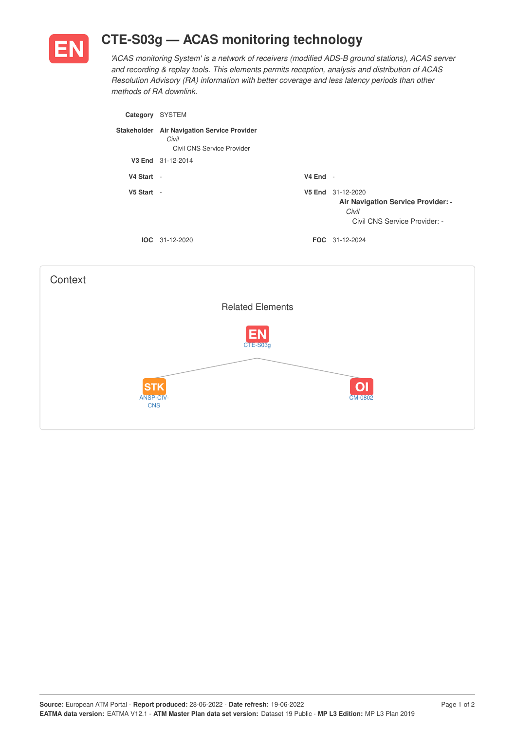# EN CTE-S03g — ACAS monitoring technology

*'ACAS monitoring System' is a network of receivers (modified ADS-B ground stations), ACAS server and recording & replay tools. This elements permits reception, analysis and distribution of ACAS Resolution Advisory (RA) information with better coverage and less latency periods than other methods of RA downlink.*

**Category** SYSTEM

**Stakeholder** **Air Navigation Service Provider**
*Civil*
Civil CNS Service Provider

**V3 End** 31-12-2014

**V4 Start** -

**V4 End** -

**V5 Start** -

**V5 End** 31-12-2020
**Air Navigation Service Provider: -**
*Civil*
Civil CNS Service Provider: -

**IOC** 31-12-2020

**FOC** 31-12-2024

## Context

### Related Elements

EN CTE-S03g

STK ANSP-CIV-CNS

OI CM-0802

**Source:** European ATM Portal - **Report produced:** 28-06-2022 - **Date refresh:** 19-06-2022
**EATMA data version:** EATMA V12.1 - **ATM Master Plan data set version:** Dataset 19 Public - **MP L3 Edition:** MP L3 Plan 2019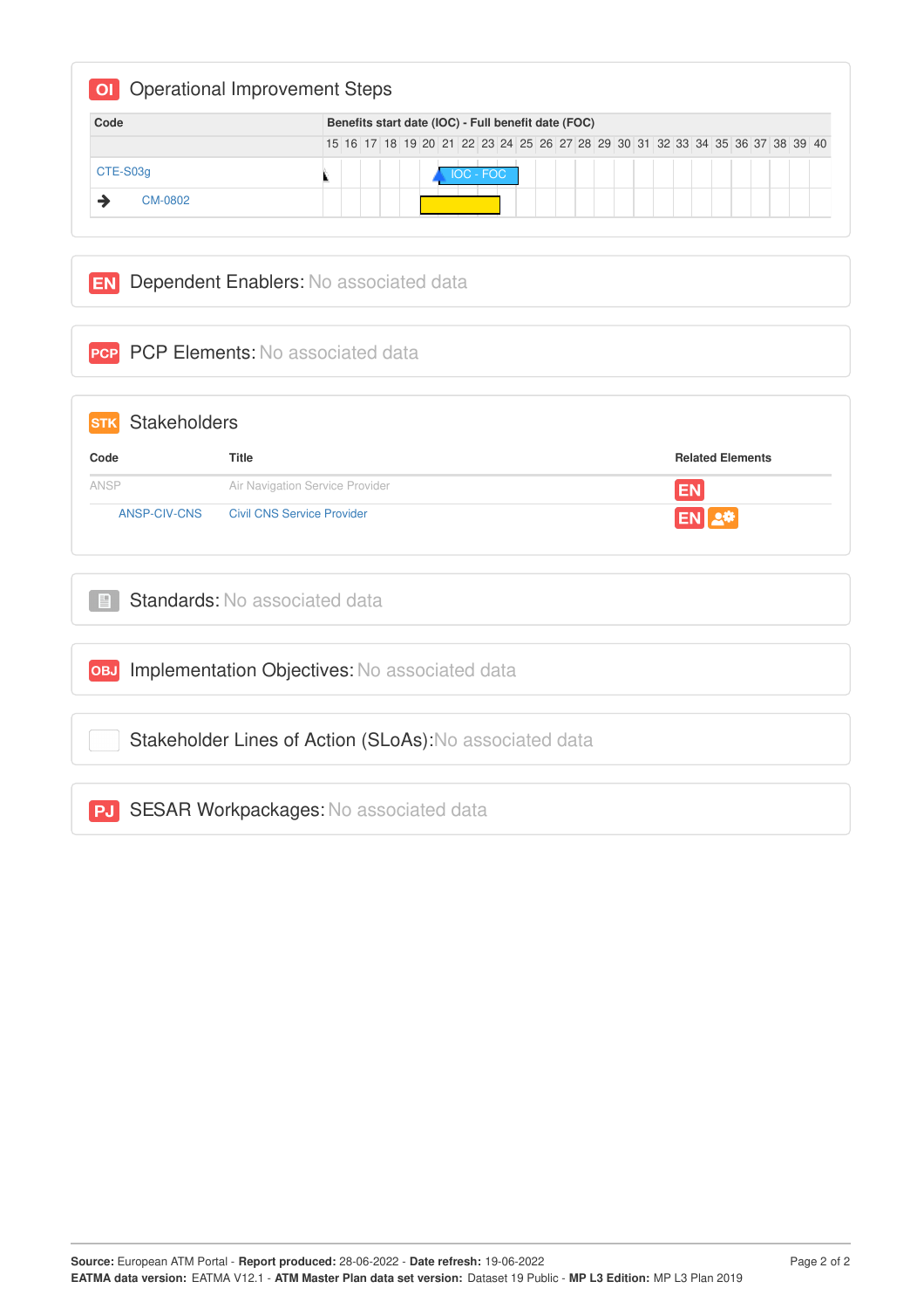## OI Operational Improvement Steps

| Code | Benefits start date (IOC) - Full benefit date (FOC) |
|---|---|
| | 15 16 17 18 19 20 21 22 23 24 25 26 27 28 29 30 31 32 33 34 35 36 37 38 39 40 |
| CTE-S03g | IOC - FOC |
| → CM-0802 | |

## EN Dependent Enablers: No associated data

## PCP PCP Elements: No associated data

## STK Stakeholders

| Code | Title | Related Elements |
|---|---|---|
| ANSP | Air Navigation Service Provider | EN |
| ANSP-CIV-CNS | Civil CNS Service Provider | EN |

## Standards: No associated data

## OBJ Implementation Objectives: No associated data

## Stakeholder Lines of Action (SLoAs): No associated data

## PJ SESAR Workpackages: No associated data

**Source:** European ATM Portal - **Report produced:** 28-06-2022 - **Date refresh:** 19-06-2022
**EATMA data version:** EATMA V12.1 - **ATM Master Plan data set version:** Dataset 19 Public - **MP L3 Edition:** MP L3 Plan 2019